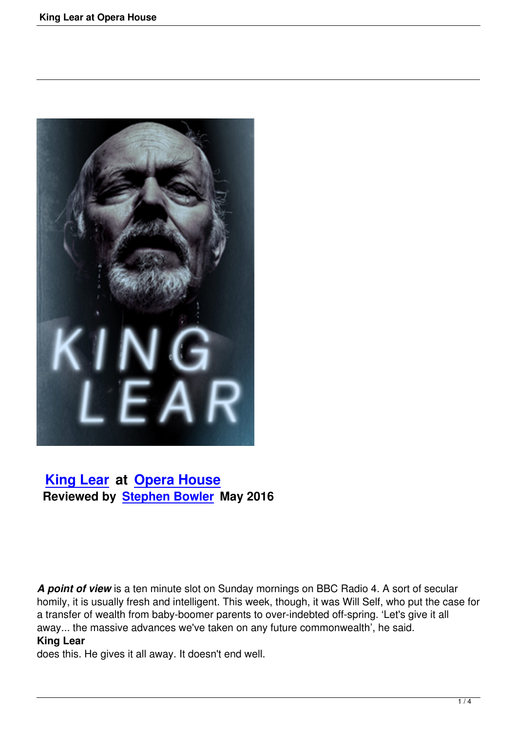## King Lear at Opera House

**Reviewed by Stephen Bowler May 2016**

***A point of view*** is a ten minute slot on Sunday mornings on BBC Radio 4. A sort of secular homily, it is usually fresh and intelligent. This week, though, it was Will Self, who put the case for a transfer of wealth from baby-boomer parents to over-indebted off-spring. 'Let's give it all away... the massive advances we've taken on any future commonwealth', he said.

**King Lear** does this. He gives it all away. It doesn't end well.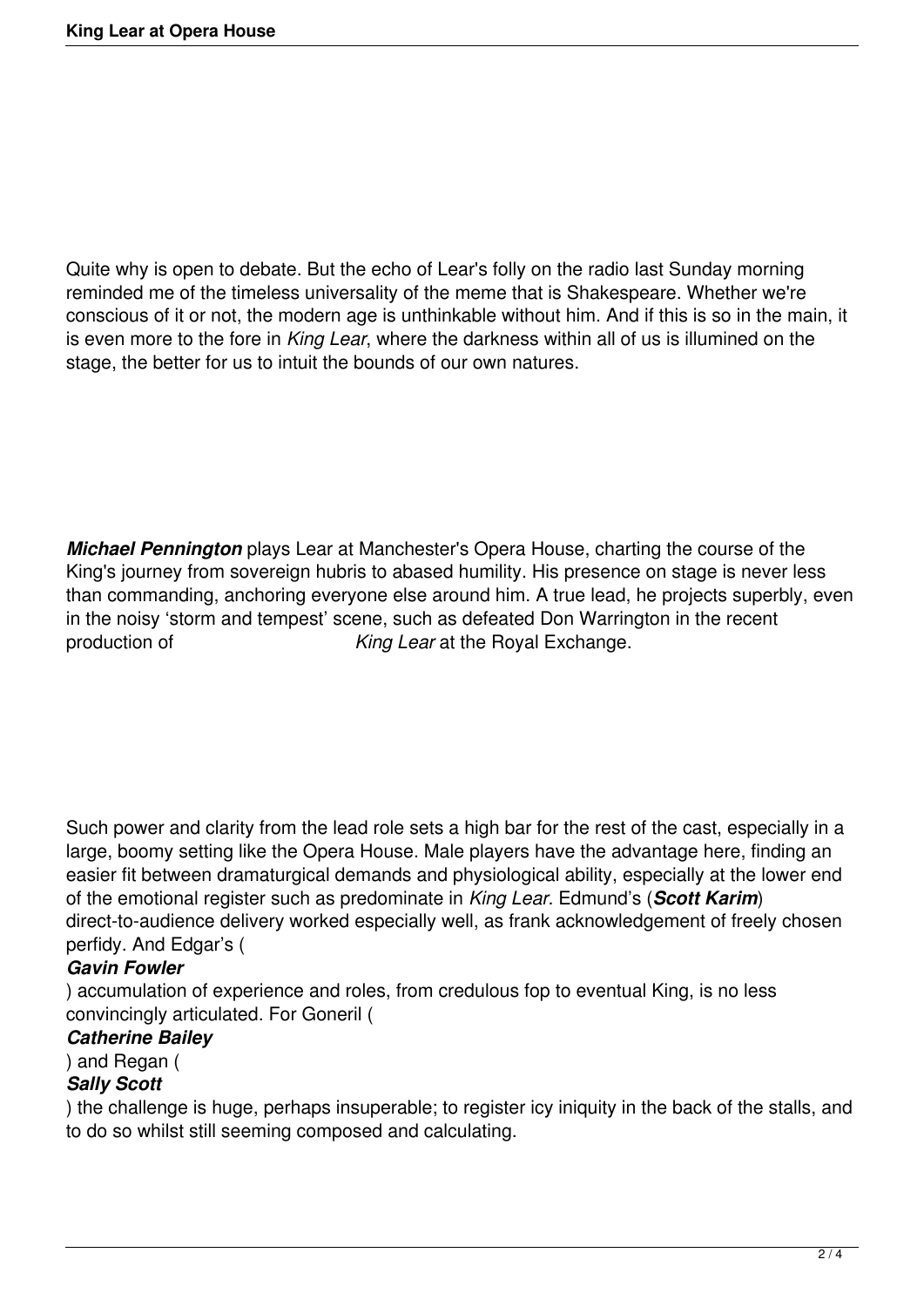Quite why is open to debate. But the echo of Lear's folly on the radio last Sunday morning reminded me of the timeless universality of the meme that is Shakespeare. Whether we're conscious of it or not, the modern age is unthinkable without him. And if this is so in the main, it is even more to the fore in *King Lear*, where the darkness within all of us is illumined on the stage, the better for us to intuit the bounds of our own natures.

***Michael Pennington*** plays Lear at Manchester's Opera House, charting the course of the King's journey from sovereign hubris to abased humility. His presence on stage is never less than commanding, anchoring everyone else around him. A true lead, he projects superbly, even in the noisy 'storm and tempest' scene, such as defeated Don Warrington in the recent production of *King Lear* at the Royal Exchange.

Such power and clarity from the lead role sets a high bar for the rest of the cast, especially in a large, boomy setting like the Opera House. Male players have the advantage here, finding an easier fit between dramaturgical demands and physiological ability, especially at the lower end of the emotional register such as predominate in *King Lear*. Edmund's (***Scott Karim***) direct-to-audience delivery worked especially well, as frank acknowledgement of freely chosen perfidy. And Edgar's (***Gavin Fowler***) accumulation of experience and roles, from credulous fop to eventual King, is no less convincingly articulated. For Goneril (***Catherine Bailey***) and Regan (***Sally Scott***) the challenge is huge, perhaps insuperable; to register icy iniquity in the back of the stalls, and to do so whilst still seeming composed and calculating.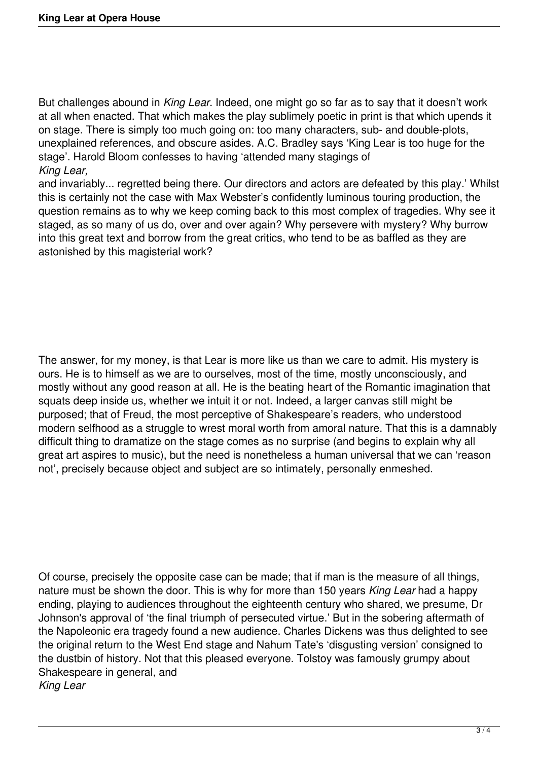But challenges abound in *King Lear*. Indeed, one might go so far as to say that it doesn't work at all when enacted. That which makes the play sublimely poetic in print is that which upends it on stage. There is simply too much going on: too many characters, sub- and double-plots, unexplained references, and obscure asides. A.C. Bradley says 'King Lear is too huge for the stage'. Harold Bloom confesses to having 'attended many stagings of *King Lear,* and invariably... regretted being there. Our directors and actors are defeated by this play.' Whilst this is certainly not the case with Max Webster's confidently luminous touring production, the question remains as to why we keep coming back to this most complex of tragedies. Why see it staged, as so many of us do, over and over again? Why persevere with mystery? Why burrow into this great text and borrow from the great critics, who tend to be as baffled as they are astonished by this magisterial work?

The answer, for my money, is that Lear is more like us than we care to admit. His mystery is ours. He is to himself as we are to ourselves, most of the time, mostly unconsciously, and mostly without any good reason at all. He is the beating heart of the Romantic imagination that squats deep inside us, whether we intuit it or not. Indeed, a larger canvas still might be purposed; that of Freud, the most perceptive of Shakespeare's readers, who understood modern selfhood as a struggle to wrest moral worth from amoral nature. That this is a damnably difficult thing to dramatize on the stage comes as no surprise (and begins to explain why all great art aspires to music), but the need is nonetheless a human universal that we can 'reason not', precisely because object and subject are so intimately, personally enmeshed.

Of course, precisely the opposite case can be made; that if man is the measure of all things, nature must be shown the door. This is why for more than 150 years *King Lear* had a happy ending, playing to audiences throughout the eighteenth century who shared, we presume, Dr Johnson's approval of 'the final triumph of persecuted virtue.' But in the sobering aftermath of the Napoleonic era tragedy found a new audience. Charles Dickens was thus delighted to see the original return to the West End stage and Nahum Tate's 'disgusting version' consigned to the dustbin of history. Not that this pleased everyone. Tolstoy was famously grumpy about Shakespeare in general, and *King Lear*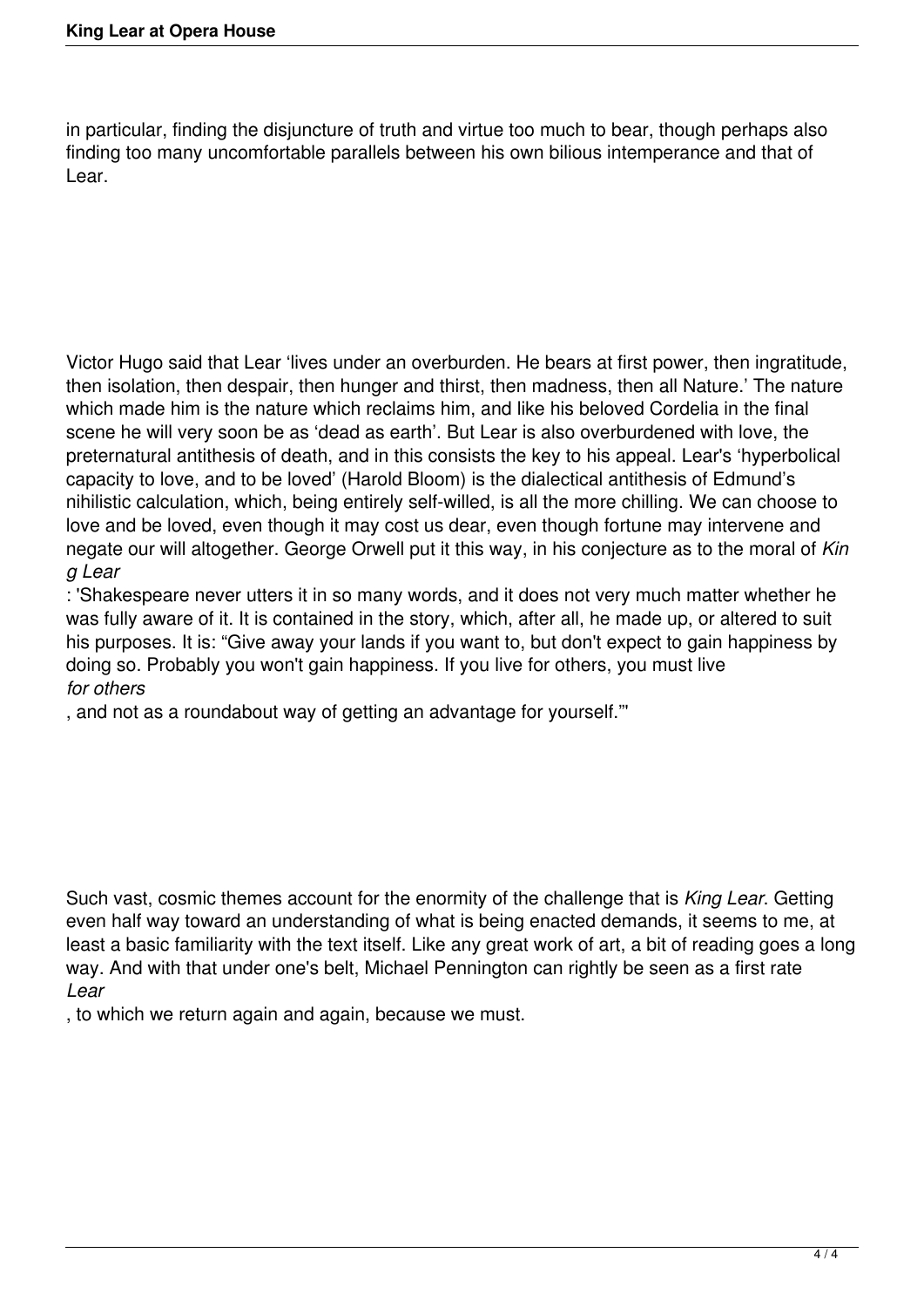in particular, finding the disjuncture of truth and virtue too much to bear, though perhaps also finding too many uncomfortable parallels between his own bilious intemperance and that of Lear.

Victor Hugo said that Lear 'lives under an overburden. He bears at first power, then ingratitude, then isolation, then despair, then hunger and thirst, then madness, then all Nature.' The nature which made him is the nature which reclaims him, and like his beloved Cordelia in the final scene he will very soon be as 'dead as earth'. But Lear is also overburdened with love, the preternatural antithesis of death, and in this consists the key to his appeal. Lear's 'hyperbolical capacity to love, and to be loved' (Harold Bloom) is the dialectical antithesis of Edmund's nihilistic calculation, which, being entirely self-willed, is all the more chilling. We can choose to love and be loved, even though it may cost us dear, even though fortune may intervene and negate our will altogether. George Orwell put it this way, in his conjecture as to the moral of *King Lear*: 'Shakespeare never utters it in so many words, and it does not very much matter whether he was fully aware of it. It is contained in the story, which, after all, he made up, or altered to suit his purposes. It is: "Give away your lands if you want to, but don't expect to gain happiness by doing so. Probably you won't gain happiness. If you live for others, you must live *for others*, and not as a roundabout way of getting an advantage for yourself."'

Such vast, cosmic themes account for the enormity of the challenge that is *King Lear*. Getting even half way toward an understanding of what is being enacted demands, it seems to me, at least a basic familiarity with the text itself. Like any great work of art, a bit of reading goes a long way. And with that under one's belt, Michael Pennington can rightly be seen as a first rate *Lear*, to which we return again and again, because we must.